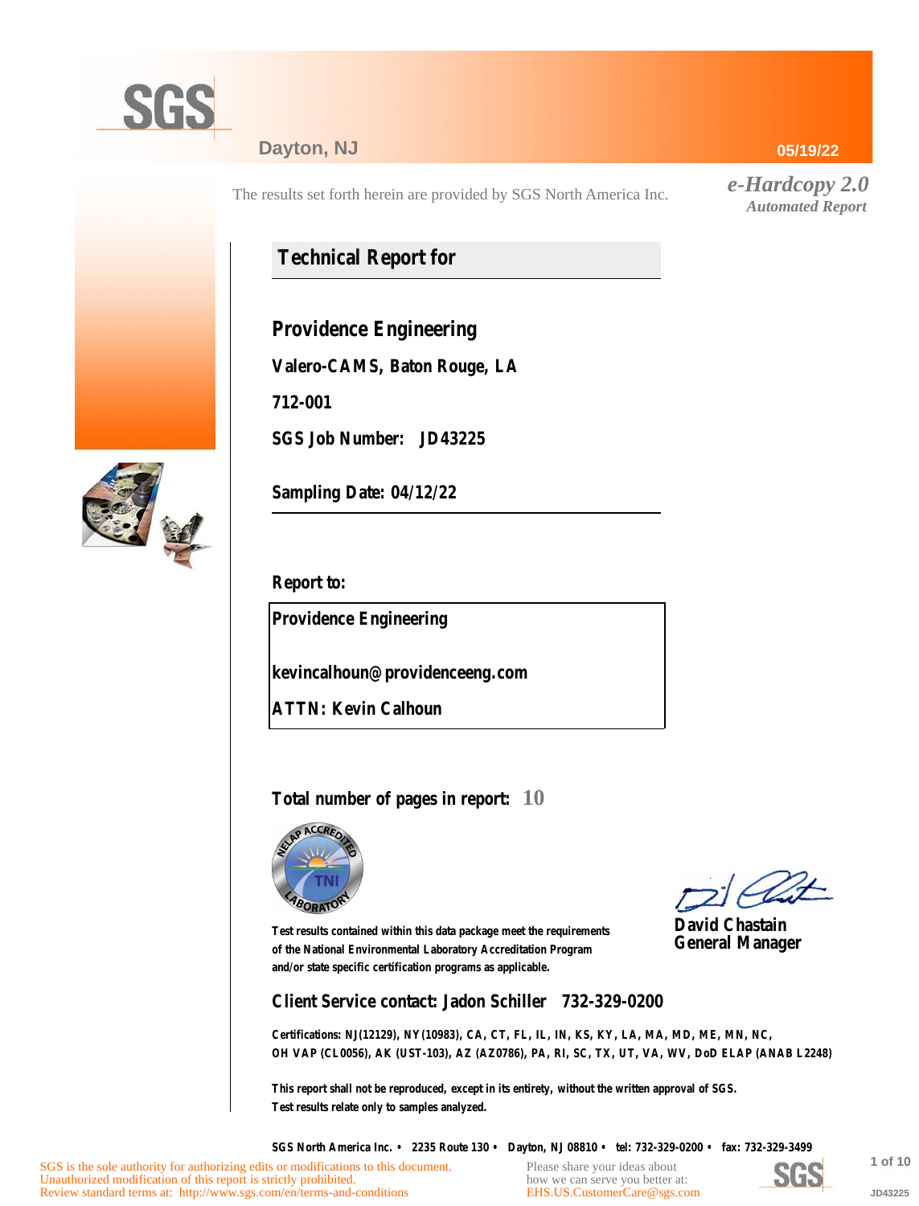SGS

Dayton, NJ

05/19/22

The results set forth herein are provided by SGS North America Inc.

*e-Hardcopy 2.0*
*Automated Report*

## Technical Report for

**Providence Engineering**

**Valero-CAMS, Baton Rouge, LA**

**712-001**

**SGS Job Number: JD43225**

**Sampling Date: 04/12/22**

**Report to:**

**Providence Engineering**

**kevincalhoun@providenceeng.com**

**ATTN: Kevin Calhoun**

**Total number of pages in report: 10**

Test results contained within this data package meet the requirements of the National Environmental Laboratory Accreditation Program and/or state specific certification programs as applicable.

**David Chastain**
**General Manager**

**Client Service contact: Jadon Schiller 732-329-0200**

Certifications: NJ(12129), NY(10983), CA, CT, FL, IL, IN, KS, KY, LA, MA, MD, ME, MN, NC, OH VAP (CL0056), AK (UST-103), AZ (AZ0786), PA, RI, SC, TX, UT, VA, WV, DoD ELAP (ANAB L2248)

This report shall not be reproduced, except in its entirety, without the written approval of SGS.
Test results relate only to samples analyzed.

SGS North America Inc. • 2235 Route 130 • Dayton, NJ 08810 • tel: 732-329-0200 • fax: 732-329-3499

SGS is the sole authority for authorizing edits or modifications to this document.
Unauthorized modification of this report is strictly prohibited.
Review standard terms at: http://www.sgs.com/en/terms-and-conditions

Please share your ideas about how we can serve you better at:
EHS.US.CustomerCare@sgs.com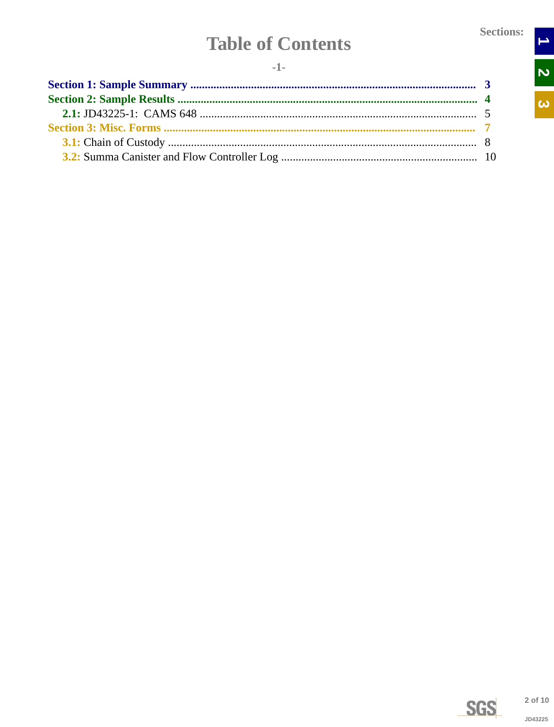# Table of Contents

-1-

**Section 1: Sample Summary** ........................................ 3

**Section 2: Sample Results** ........................................ 4

- **2.1:** JD43225-1: CAMS 648 ........................................ 5

**Section 3: Misc. Forms** ........................................ 7

- **3.1:** Chain of Custody ........................................ 8
- **3.2:** Summa Canister and Flow Controller Log ........................................ 10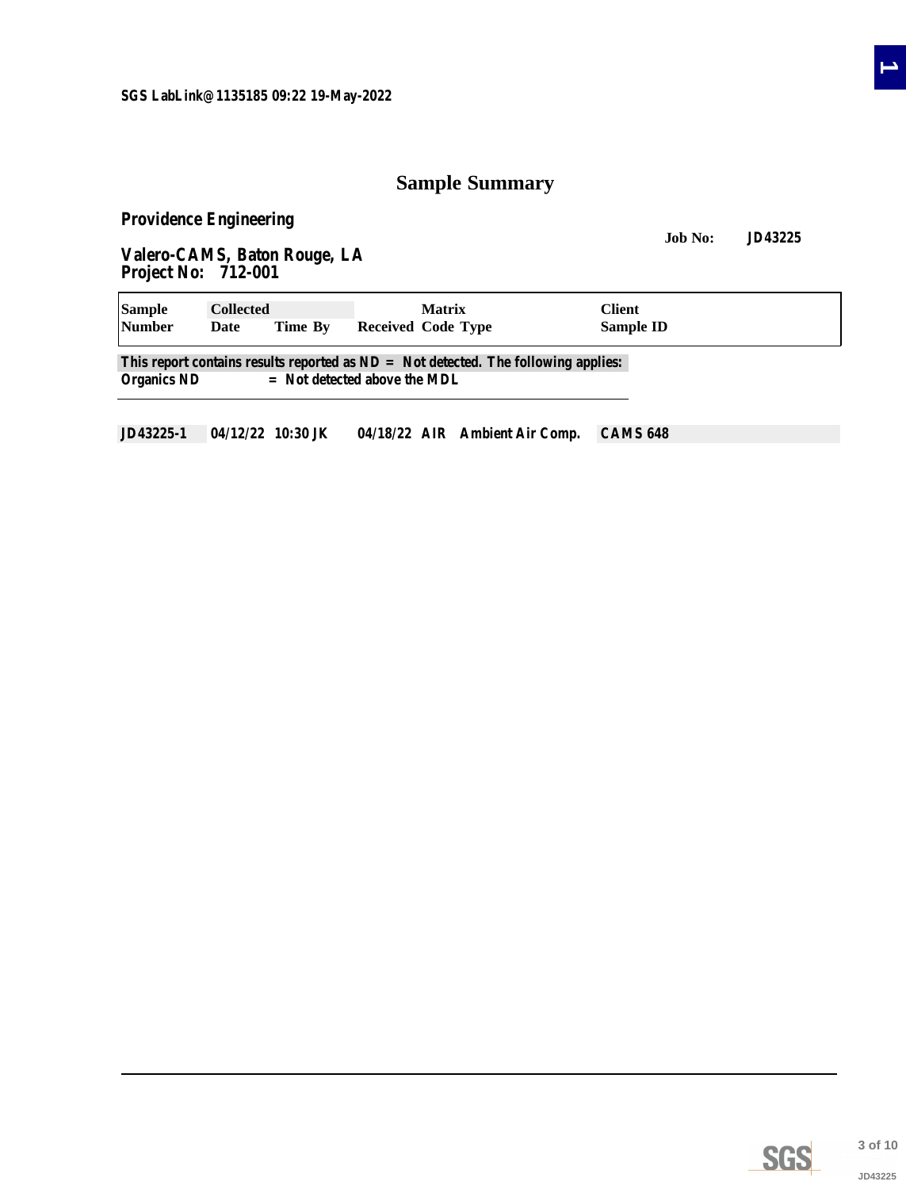SGS LabLink@1135185 09:22 19-May-2022

# Sample Summary

**Providence Engineering**

**Job No: JD43225**

**Valero-CAMS, Baton Rouge, LA**
**Project No: 712-001**

| Sample Number | Collected Date | Time | By | Received | Matrix Code | Type | Client Sample ID |
|---|---|---|---|---|---|---|---|
| JD43225-1 | 04/12/22 | 10:30 | JK | 04/18/22 | AIR | Ambient Air Comp. | CAMS 648 |

This report contains results reported as ND = Not detected. The following applies:
Organics ND = Not detected above the MDL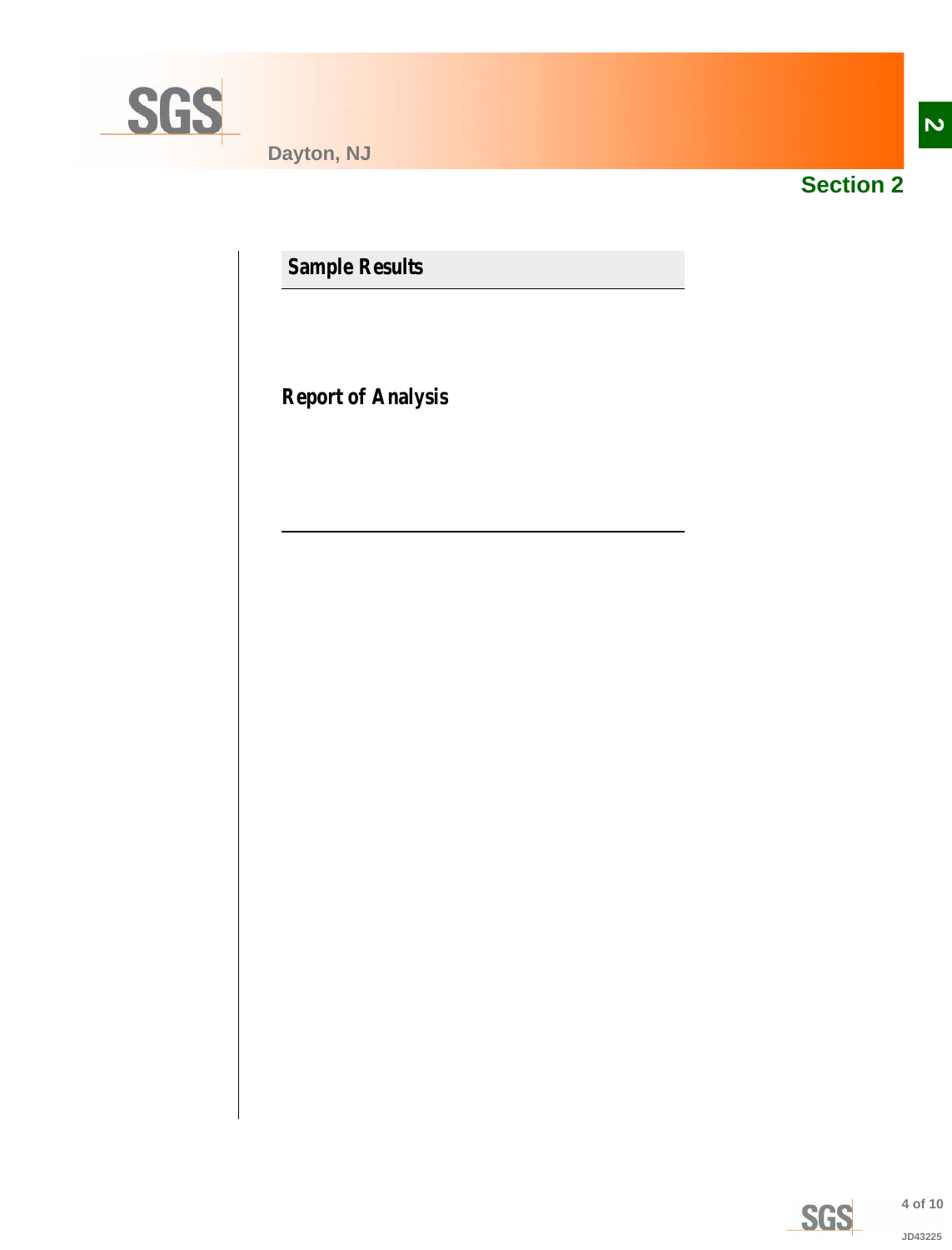## Section 2

### Sample Results

### Report of Analysis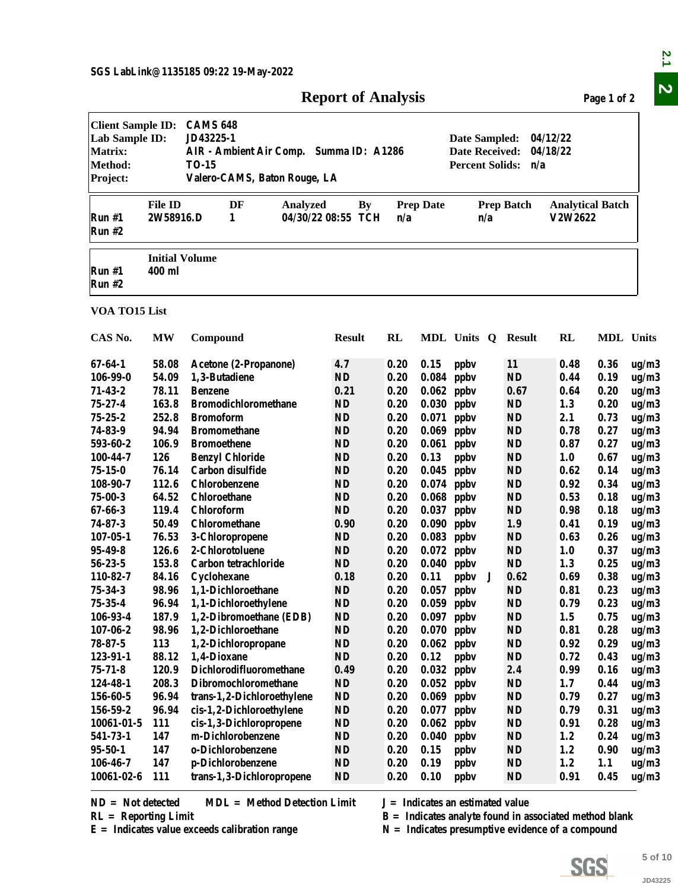SGS LabLink@1135185 09:22 19-May-2022

# Report of Analysis

| | | | |
|---|---|---|---|
| **Client Sample ID:** | CAMS 648 | | |
| **Lab Sample ID:** | JD43225-1 | **Date Sampled:** | 04/12/22 |
| **Matrix:** | AIR - Ambient Air Comp. Summa ID: A1286 | **Date Received:** | 04/18/22 |
| **Method:** | TO-15 | **Percent Solids:** | n/a |
| **Project:** | Valero-CAMS, Baton Rouge, LA | | |

| | File ID | DF | Analyzed | By | Prep Date | Prep Batch | Analytical Batch |
|---|---|---|---|---|---|---|---|
| Run #1 | 2W58916.D | 1 | 04/30/22 08:55 | TCH | n/a | n/a | V2W2622 |
| Run #2 | | | | | | | |

| | Initial Volume |
|---|---|
| Run #1 | 400 ml |
| Run #2 | |

**VOA TO15 List**

| CAS No. | MW | Compound | Result | RL | MDL | Units | Q | Result | RL | MDL | Units |
|---|---|---|---|---|---|---|---|---|---|---|---|
| 67-64-1 | 58.08 | Acetone (2-Propanone) | 4.7 | 0.20 | 0.15 | ppbv | | 11 | 0.48 | 0.36 | ug/m3 |
| 106-99-0 | 54.09 | 1,3-Butadiene | ND | 0.20 | 0.084 | ppbv | | ND | 0.44 | 0.19 | ug/m3 |
| 71-43-2 | 78.11 | Benzene | 0.21 | 0.20 | 0.062 | ppbv | | 0.67 | 0.64 | 0.20 | ug/m3 |
| 75-27-4 | 163.8 | Bromodichloromethane | ND | 0.20 | 0.030 | ppbv | | ND | 1.3 | 0.20 | ug/m3 |
| 75-25-2 | 252.8 | Bromoform | ND | 0.20 | 0.071 | ppbv | | ND | 2.1 | 0.73 | ug/m3 |
| 74-83-9 | 94.94 | Bromomethane | ND | 0.20 | 0.069 | ppbv | | ND | 0.78 | 0.27 | ug/m3 |
| 593-60-2 | 106.9 | Bromoethene | ND | 0.20 | 0.061 | ppbv | | ND | 0.87 | 0.27 | ug/m3 |
| 100-44-7 | 126 | Benzyl Chloride | ND | 0.20 | 0.13 | ppbv | | ND | 1.0 | 0.67 | ug/m3 |
| 75-15-0 | 76.14 | Carbon disulfide | ND | 0.20 | 0.045 | ppbv | | ND | 0.62 | 0.14 | ug/m3 |
| 108-90-7 | 112.6 | Chlorobenzene | ND | 0.20 | 0.074 | ppbv | | ND | 0.92 | 0.34 | ug/m3 |
| 75-00-3 | 64.52 | Chloroethane | ND | 0.20 | 0.068 | ppbv | | ND | 0.53 | 0.18 | ug/m3 |
| 67-66-3 | 119.4 | Chloroform | ND | 0.20 | 0.037 | ppbv | | ND | 0.98 | 0.18 | ug/m3 |
| 74-87-3 | 50.49 | Chloromethane | 0.90 | 0.20 | 0.090 | ppbv | | 1.9 | 0.41 | 0.19 | ug/m3 |
| 107-05-1 | 76.53 | 3-Chloropropene | ND | 0.20 | 0.083 | ppbv | | ND | 0.63 | 0.26 | ug/m3 |
| 95-49-8 | 126.6 | 2-Chlorotoluene | ND | 0.20 | 0.072 | ppbv | | ND | 1.0 | 0.37 | ug/m3 |
| 56-23-5 | 153.8 | Carbon tetrachloride | ND | 0.20 | 0.040 | ppbv | | ND | 1.3 | 0.25 | ug/m3 |
| 110-82-7 | 84.16 | Cyclohexane | 0.18 | 0.20 | 0.11 | ppbv | J | 0.62 | 0.69 | 0.38 | ug/m3 |
| 75-34-3 | 98.96 | 1,1-Dichloroethane | ND | 0.20 | 0.057 | ppbv | | ND | 0.81 | 0.23 | ug/m3 |
| 75-35-4 | 96.94 | 1,1-Dichloroethylene | ND | 0.20 | 0.059 | ppbv | | ND | 0.79 | 0.23 | ug/m3 |
| 106-93-4 | 187.9 | 1,2-Dibromoethane (EDB) | ND | 0.20 | 0.097 | ppbv | | ND | 1.5 | 0.75 | ug/m3 |
| 107-06-2 | 98.96 | 1,2-Dichloroethane | ND | 0.20 | 0.070 | ppbv | | ND | 0.81 | 0.28 | ug/m3 |
| 78-87-5 | 113 | 1,2-Dichloropropane | ND | 0.20 | 0.062 | ppbv | | ND | 0.92 | 0.29 | ug/m3 |
| 123-91-1 | 88.12 | 1,4-Dioxane | ND | 0.20 | 0.12 | ppbv | | ND | 0.72 | 0.43 | ug/m3 |
| 75-71-8 | 120.9 | Dichlorodifluoromethane | 0.49 | 0.20 | 0.032 | ppbv | | 2.4 | 0.99 | 0.16 | ug/m3 |
| 124-48-1 | 208.3 | Dibromochloromethane | ND | 0.20 | 0.052 | ppbv | | ND | 1.7 | 0.44 | ug/m3 |
| 156-60-5 | 96.94 | trans-1,2-Dichloroethylene | ND | 0.20 | 0.069 | ppbv | | ND | 0.79 | 0.27 | ug/m3 |
| 156-59-2 | 96.94 | cis-1,2-Dichloroethylene | ND | 0.20 | 0.077 | ppbv | | ND | 0.79 | 0.31 | ug/m3 |
| 10061-01-5 | 111 | cis-1,3-Dichloropropene | ND | 0.20 | 0.062 | ppbv | | ND | 0.91 | 0.28 | ug/m3 |
| 541-73-1 | 147 | m-Dichlorobenzene | ND | 0.20 | 0.040 | ppbv | | ND | 1.2 | 0.24 | ug/m3 |
| 95-50-1 | 147 | o-Dichlorobenzene | ND | 0.20 | 0.15 | ppbv | | ND | 1.2 | 0.90 | ug/m3 |
| 106-46-7 | 147 | p-Dichlorobenzene | ND | 0.20 | 0.19 | ppbv | | ND | 1.2 | 1.1 | ug/m3 |
| 10061-02-6 | 111 | trans-1,3-Dichloropropene | ND | 0.20 | 0.10 | ppbv | | ND | 0.91 | 0.45 | ug/m3 |

ND = Not detected MDL = Method Detection Limit
RL = Reporting Limit
E = Indicates value exceeds calibration range

J = Indicates an estimated value
B = Indicates analyte found in associated method blank
N = Indicates presumptive evidence of a compound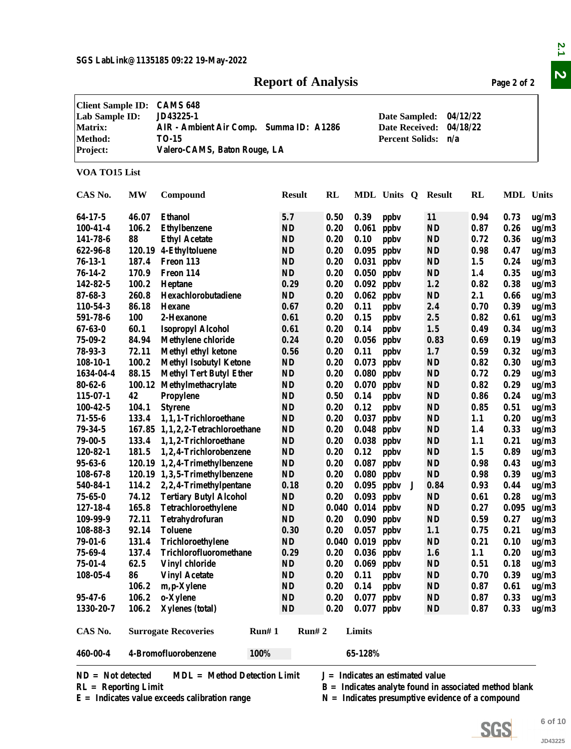SGS LabLink@1135185 09:22 19-May-2022

# Report of Analysis

| | | | |
|---|---|---|---|
| **Client Sample ID:** | CAMS 648 | | |
| **Lab Sample ID:** | JD43225-1 | **Date Sampled:** | 04/12/22 |
| **Matrix:** | AIR - Ambient Air Comp. Summa ID: A1286 | **Date Received:** | 04/18/22 |
| **Method:** | TO-15 | **Percent Solids:** | n/a |
| **Project:** | Valero-CAMS, Baton Rouge, LA | | |

## VOA TO15 List

| CAS No. | MW | Compound | Result | RL | MDL | Units | Q | Result | RL | MDL | Units |
|---|---|---|---|---|---|---|---|---|---|---|---|
| 64-17-5 | 46.07 | Ethanol | 5.7 | 0.50 | 0.39 | ppbv | | 11 | 0.94 | 0.73 | ug/m3 |
| 100-41-4 | 106.2 | Ethylbenzene | ND | 0.20 | 0.061 | ppbv | | ND | 0.87 | 0.26 | ug/m3 |
| 141-78-6 | 88 | Ethyl Acetate | ND | 0.20 | 0.10 | ppbv | | ND | 0.72 | 0.36 | ug/m3 |
| 622-96-8 | 120.19 | 4-Ethyltoluene | ND | 0.20 | 0.095 | ppbv | | ND | 0.98 | 0.47 | ug/m3 |
| 76-13-1 | 187.4 | Freon 113 | ND | 0.20 | 0.031 | ppbv | | ND | 1.5 | 0.24 | ug/m3 |
| 76-14-2 | 170.9 | Freon 114 | ND | 0.20 | 0.050 | ppbv | | ND | 1.4 | 0.35 | ug/m3 |
| 142-82-5 | 100.2 | Heptane | 0.29 | 0.20 | 0.092 | ppbv | | 1.2 | 0.82 | 0.38 | ug/m3 |
| 87-68-3 | 260.8 | Hexachlorobutadiene | ND | 0.20 | 0.062 | ppbv | | ND | 2.1 | 0.66 | ug/m3 |
| 110-54-3 | 86.18 | Hexane | 0.67 | 0.20 | 0.11 | ppbv | | 2.4 | 0.70 | 0.39 | ug/m3 |
| 591-78-6 | 100 | 2-Hexanone | 0.61 | 0.20 | 0.15 | ppbv | | 2.5 | 0.82 | 0.61 | ug/m3 |
| 67-63-0 | 60.1 | Isopropyl Alcohol | 0.61 | 0.20 | 0.14 | ppbv | | 1.5 | 0.49 | 0.34 | ug/m3 |
| 75-09-2 | 84.94 | Methylene chloride | 0.24 | 0.20 | 0.056 | ppbv | | 0.83 | 0.69 | 0.19 | ug/m3 |
| 78-93-3 | 72.11 | Methyl ethyl ketone | 0.56 | 0.20 | 0.11 | ppbv | | 1.7 | 0.59 | 0.32 | ug/m3 |
| 108-10-1 | 100.2 | Methyl Isobutyl Ketone | ND | 0.20 | 0.073 | ppbv | | ND | 0.82 | 0.30 | ug/m3 |
| 1634-04-4 | 88.15 | Methyl Tert Butyl Ether | ND | 0.20 | 0.080 | ppbv | | ND | 0.72 | 0.29 | ug/m3 |
| 80-62-6 | 100.12 | Methylmethacrylate | ND | 0.20 | 0.070 | ppbv | | ND | 0.82 | 0.29 | ug/m3 |
| 115-07-1 | 42 | Propylene | ND | 0.50 | 0.14 | ppbv | | ND | 0.86 | 0.24 | ug/m3 |
| 100-42-5 | 104.1 | Styrene | ND | 0.20 | 0.12 | ppbv | | ND | 0.85 | 0.51 | ug/m3 |
| 71-55-6 | 133.4 | 1,1,1-Trichloroethane | ND | 0.20 | 0.037 | ppbv | | ND | 1.1 | 0.20 | ug/m3 |
| 79-34-5 | 167.85 | 1,1,2,2-Tetrachloroethane | ND | 0.20 | 0.048 | ppbv | | ND | 1.4 | 0.33 | ug/m3 |
| 79-00-5 | 133.4 | 1,1,2-Trichloroethane | ND | 0.20 | 0.038 | ppbv | | ND | 1.1 | 0.21 | ug/m3 |
| 120-82-1 | 181.5 | 1,2,4-Trichlorobenzene | ND | 0.20 | 0.12 | ppbv | | ND | 1.5 | 0.89 | ug/m3 |
| 95-63-6 | 120.19 | 1,2,4-Trimethylbenzene | ND | 0.20 | 0.087 | ppbv | | ND | 0.98 | 0.43 | ug/m3 |
| 108-67-8 | 120.19 | 1,3,5-Trimethylbenzene | ND | 0.20 | 0.080 | ppbv | | ND | 0.98 | 0.39 | ug/m3 |
| 540-84-1 | 114.2 | 2,2,4-Trimethylpentane | 0.18 | 0.20 | 0.095 | ppbv | J | 0.84 | 0.93 | 0.44 | ug/m3 |
| 75-65-0 | 74.12 | Tertiary Butyl Alcohol | ND | 0.20 | 0.093 | ppbv | | ND | 0.61 | 0.28 | ug/m3 |
| 127-18-4 | 165.8 | Tetrachloroethylene | ND | 0.040 | 0.014 | ppbv | | ND | 0.27 | 0.095 | ug/m3 |
| 109-99-9 | 72.11 | Tetrahydrofuran | ND | 0.20 | 0.090 | ppbv | | ND | 0.59 | 0.27 | ug/m3 |
| 108-88-3 | 92.14 | Toluene | 0.30 | 0.20 | 0.057 | ppbv | | 1.1 | 0.75 | 0.21 | ug/m3 |
| 79-01-6 | 131.4 | Trichloroethylene | ND | 0.040 | 0.019 | ppbv | | ND | 0.21 | 0.10 | ug/m3 |
| 75-69-4 | 137.4 | Trichlorofluoromethane | 0.29 | 0.20 | 0.036 | ppbv | | 1.6 | 1.1 | 0.20 | ug/m3 |
| 75-01-4 | 62.5 | Vinyl chloride | ND | 0.20 | 0.069 | ppbv | | ND | 0.51 | 0.18 | ug/m3 |
| 108-05-4 | 86 | Vinyl Acetate | ND | 0.20 | 0.11 | ppbv | | ND | 0.70 | 0.39 | ug/m3 |
| | 106.2 | m,p-Xylene | ND | 0.20 | 0.14 | ppbv | | ND | 0.87 | 0.61 | ug/m3 |
| 95-47-6 | 106.2 | o-Xylene | ND | 0.20 | 0.077 | ppbv | | ND | 0.87 | 0.33 | ug/m3 |
| 1330-20-7 | 106.2 | Xylenes (total) | ND | 0.20 | 0.077 | ppbv | | ND | 0.87 | 0.33 | ug/m3 |

| CAS No. | Surrogate Recoveries | Run# 1 | Run# 2 | Limits |
|---|---|---|---|---|
| 460-00-4 | 4-Bromofluorobenzene | 100% | | 65-128% |

ND = Not detected    MDL = Method Detection Limit    J = Indicates an estimated value
RL = Reporting Limit    B = Indicates analyte found in associated method blank
E = Indicates value exceeds calibration range    N = Indicates presumptive evidence of a compound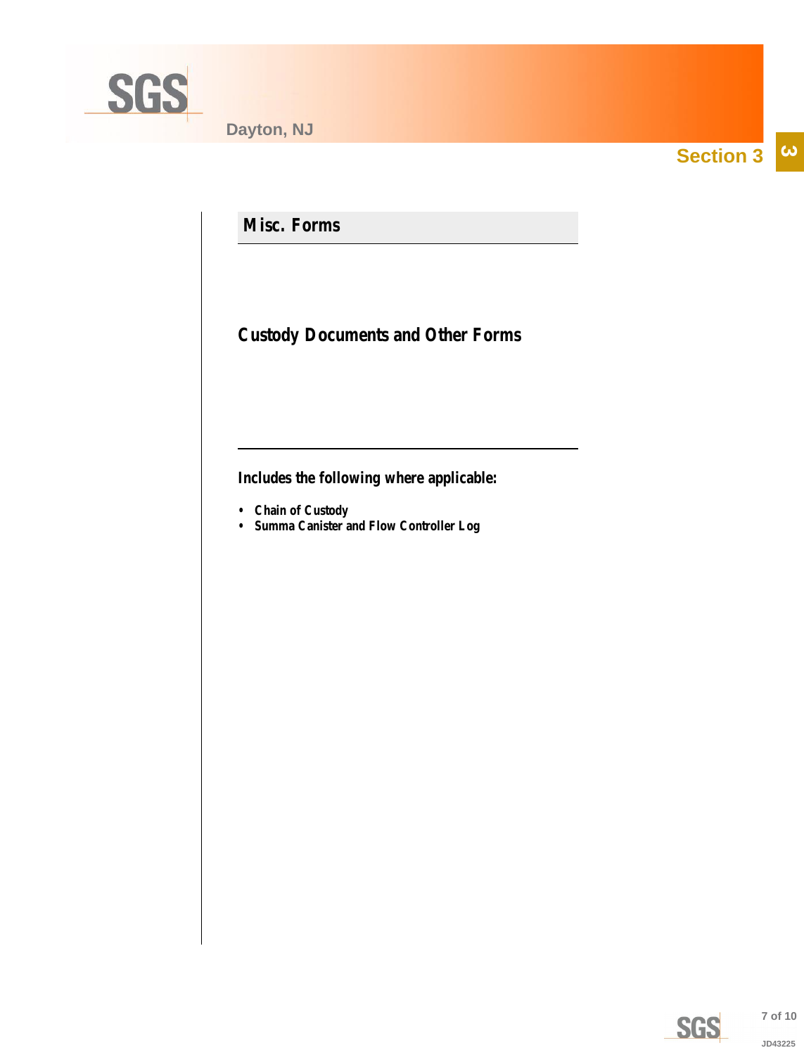## Section 3

### Misc. Forms

### Custody Documents and Other Forms

**Includes the following where applicable:**

- **Chain of Custody**
- **Summa Canister and Flow Controller Log**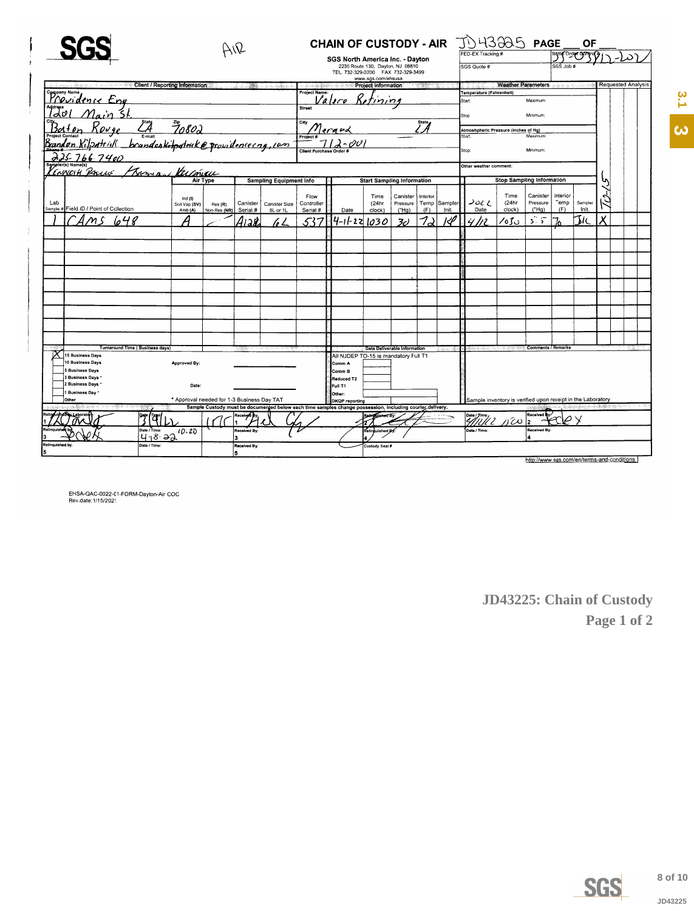SGS

AIR

# CHAIN OF CUSTODY - AIR

JD43225 PAGE ___ OF ___

**SGS North America Inc. - Dayton**
2235 Route 130, Dayton, NJ 08810
TEL. 732-329-0200 FAX 732-329-3499
www.sgs.com/ehsusa

FED-EX Tracking #: 
Bottle Order Control #: 5S-05912-202
SGS Quote #: 
SGS Job #: 

| Client / Reporting Information | Project Information | Weather Parameters |
|---|---|---|
| Company Name: Providence Eng | Project Name: Valero Refining | Temperature (Fahrenheit) Start: Maximum: Stop: Minimum: |
| Address: 1201 Main St. | Street: | |
| City: Baton Rouge State: LA Zip: 70802 | City: Meraux State: LA | Atmospheric Pressure (inches of Hg) Start: Maximum: Stop: Minimum: |
| Project Contact: Brandon Kilpatrick E-mail: brandonkilpatrick@providenceng.com | Project #: 712-001 | |
| Phone #: 225-766-7400 | Client Purchase Order #: | |
| Sampler(s) Name(s): Kenneth Pasiuc / Kennth Kessinger | | Other weather comment: |

Requested Analysis: TO-15

| Lab Sample # | Field ID / Point of Collection | Air Type: Ind (I) Soil Vap (SV) Amb (A) | Res (R) Non-Res (NR) | Canister Serial # | Canister Size 6L or 1L | Flow Controller Serial # | Start Date | Start Time (24hr clock) | Start Canister Pressure ("Hg) | Start Interior Temp (F) | Start Sampler Init. | Stop Date | Stop Time (24hr clock) | Stop Canister Pressure ("Hg) | Stop Interior Temp (F) | Stop Sampler Init. | TO-15 |
|---|---|---|---|---|---|---|---|---|---|---|---|---|---|---|---|---|---|
| 1 | CAMS 648 | A | | A1286 | 6L | 537 | 4-11-22 | 1030 | 30 | 72 | KP | 4/12 | 1030 | 5.5 | 70 | JK | X |

**Turnaround Time (Business days)**

- X 15 Business Days
- 10 Business Days
- 5 Business Days
- 3 Business Days *
- 2 Business Days *
- 1 Business Day *
- Other

Approved By: ___________

Date: ___________

\* Approval needed for 1-3 Business Day TAT

**Data Deliverable Information**

All NJDEP TO-15 is mandatory Full T1

- Comm A
- Comm B
- Reduced T2
- Full T1
- Other:
- DKQP reporting

**Comments / Remarks**

Sample inventory is verified upon receipt in the Laboratory

Sample Custody must be documented below each time samples change possession, including courier delivery.

| Relinquished by | Date / Time | Received By | Relinquished By | Date / Time | Received By |
|---|---|---|---|---|---|
| 1 Relinquished by Laboratory: [signature] | 3/9/22 | 1 [signature] | 2 [signature] | 4/11/22 1100 | 2 FedEx |
| 3 [signature] | 4-18-22 10:20 | 3 | 4 | | 4 |
| 5 | | 5 | Custody Seal # | | |

http://www.sgs.com/en/terms-and-conditions

EHSA-QAC-0022-01-FORM-Dayton-Air COC
Rev.date:1/15/2021

**JD43225: Chain of Custody**
**Page 1 of 2**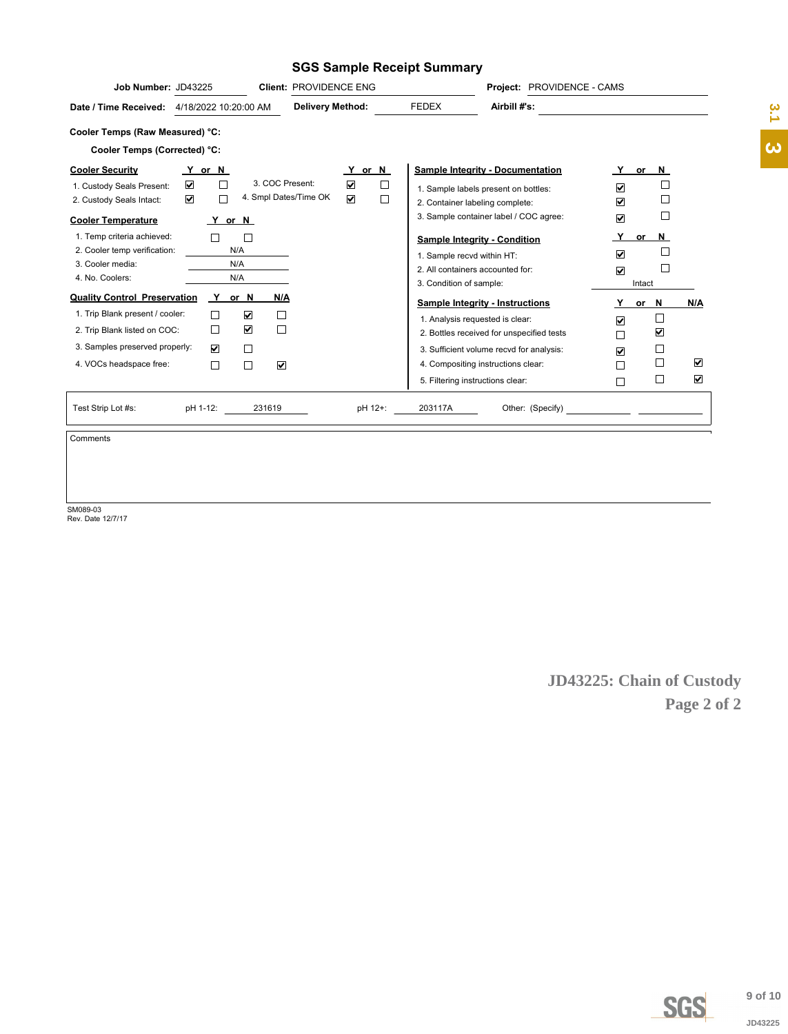# SGS Sample Receipt Summary

**Job Number:** JD43225 **Client:** PROVIDENCE ENG **Project:** PROVIDENCE - CAMS

**Date / Time Received:** 4/18/2022 10:20:00 AM **Delivery Method:** FEDEX **Airbill #'s:**

**Cooler Temps (Raw Measured) °C:**

**Cooler Temps (Corrected) °C:**

| Cooler Security | Y | N |
|---|---|---|
| 1. Custody Seals Present: | ☑ | ☐ |
| 2. Custody Seals Intact: | ☑ | ☐ |
| 3. COC Present: | ☑ | ☐ |
| 4. Smpl Dates/Time OK | ☑ | ☐ |

| Cooler Temperature | Y | N |
|---|---|---|
| 1. Temp criteria achieved: | ☐ | ☐ |
| 2. Cooler temp verification: | N/A | |
| 3. Cooler media: | N/A | |
| 4. No. Coolers: | N/A | |

| Quality Control Preservation | Y | N | N/A |
|---|---|---|---|
| 1. Trip Blank present / cooler: | ☐ | ☑ | ☐ |
| 2. Trip Blank listed on COC: | ☐ | ☑ | ☐ |
| 3. Samples preserved properly: | ☑ | ☐ | |
| 4. VOCs headspace free: | ☐ | ☐ | ☑ |

| Sample Integrity - Documentation | Y | N |
|---|---|---|
| 1. Sample labels present on bottles: | ☑ | ☐ |
| 2. Container labeling complete: | ☑ | ☐ |
| 3. Sample container label / COC agree: | ☑ | ☐ |

| Sample Integrity - Condition | Y | N |
|---|---|---|
| 1. Sample recvd within HT: | ☑ | ☐ |
| 2. All containers accounted for: | ☑ | ☐ |
| 3. Condition of sample: | Intact | |

| Sample Integrity - Instructions | Y | N | N/A |
|---|---|---|---|
| 1. Analysis requested is clear: | ☑ | ☐ | |
| 2. Bottles received for unspecified tests | ☐ | ☑ | |
| 3. Sufficient volume recvd for analysis: | ☑ | ☐ | |
| 4. Compositing instructions clear: | ☐ | ☐ | ☑ |
| 5. Filtering instructions clear: | ☐ | ☐ | ☑ |

Test Strip Lot #s: pH 1-12: 231619 pH 12+: 203117A Other: (Specify)

Comments

SM089-03
Rev. Date 12/7/17

**JD43225: Chain of Custody**
**Page 2 of 2**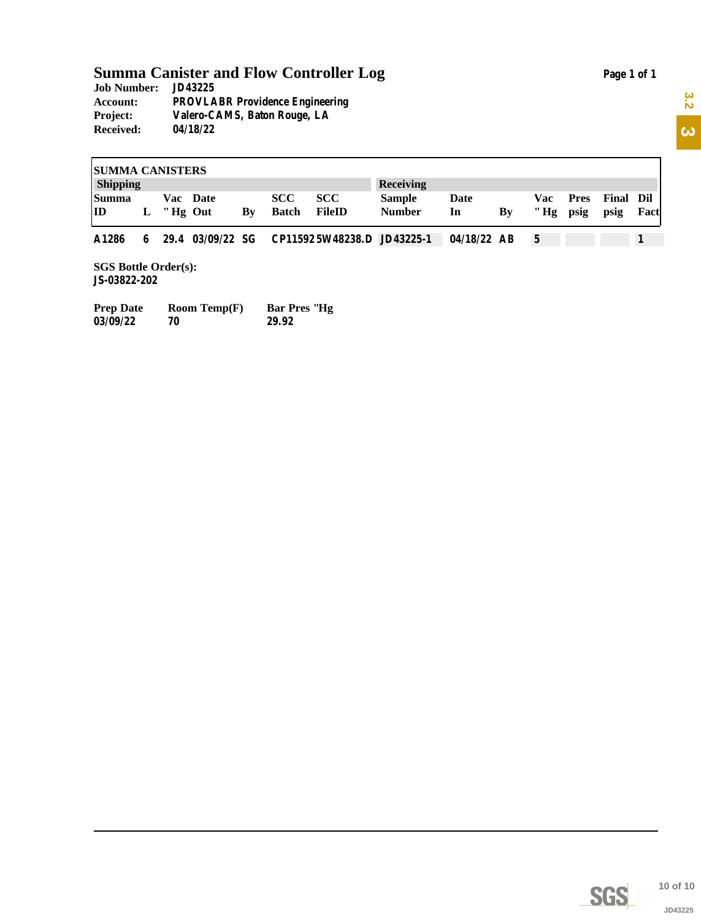# Summa Canister and Flow Controller Log

Page 1 of 1

**Job Number:** JD43225
**Account:** PROVLABR Providence Engineering
**Project:** Valero-CAMS, Baton Rouge, LA
**Received:** 04/18/22

**SUMMA CANISTERS**

| Shipping | | | | | | | Receiving | | | | | | |
|---|---|---|---|---|---|---|---|---|---|---|---|---|---|
| Summa ID | L | Vac " Hg | Date Out | By | SCC Batch | SCC FileID | Sample Number | Date In | By | Vac " Hg | Pres psig | Final psig | Dil Fact |
| A1286 | 6 | 29.4 | 03/09/22 | SG | CP11592 | 5W48238.D | JD43225-1 | 04/18/22 | AB | 5 | | | 1 |

**SGS Bottle Order(s):**
JS-03822-202

| Prep Date | Room Temp(F) | Bar Pres "Hg |
|---|---|---|
| 03/09/22 | 70 | 29.92 |